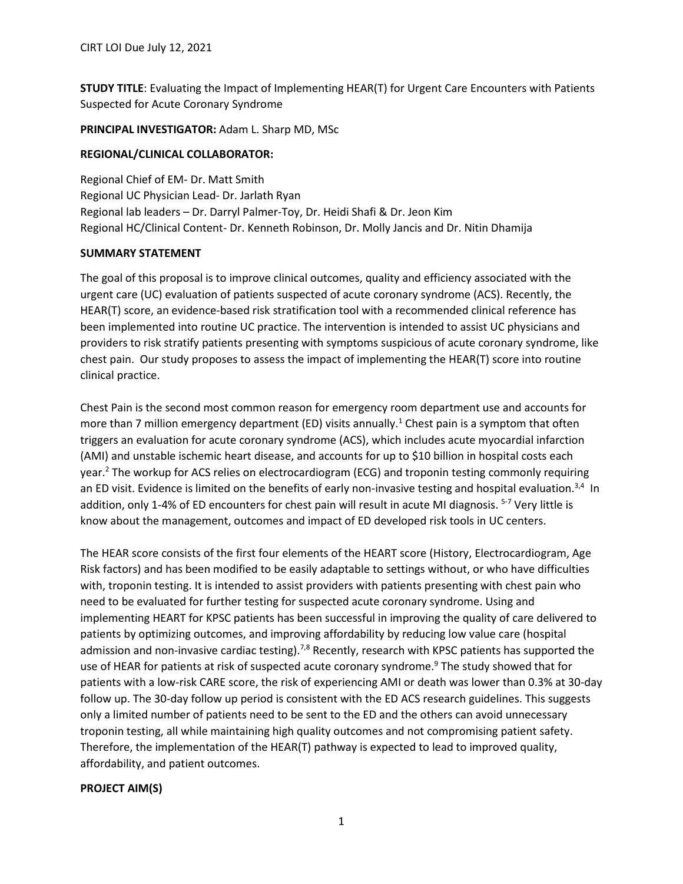CIRT LOI Due July 12, 2021

**STUDY TITLE**: Evaluating the Impact of Implementing HEAR(T) for Urgent Care Encounters with Patients Suspected for Acute Coronary Syndrome

**PRINCIPAL INVESTIGATOR:** Adam L. Sharp MD, MSc

**REGIONAL/CLINICAL COLLABORATOR:**

Regional Chief of EM- Dr. Matt Smith
Regional UC Physician Lead- Dr. Jarlath Ryan
Regional lab leaders – Dr. Darryl Palmer-Toy, Dr. Heidi Shafi & Dr. Jeon Kim
Regional HC/Clinical Content- Dr. Kenneth Robinson, Dr. Molly Jancis and Dr. Nitin Dhamija

**SUMMARY STATEMENT**

The goal of this proposal is to improve clinical outcomes, quality and efficiency associated with the urgent care (UC) evaluation of patients suspected of acute coronary syndrome (ACS). Recently, the HEAR(T) score, an evidence-based risk stratification tool with a recommended clinical reference has been implemented into routine UC practice. The intervention is intended to assist UC physicians and providers to risk stratify patients presenting with symptoms suspicious of acute coronary syndrome, like chest pain. Our study proposes to assess the impact of implementing the HEAR(T) score into routine clinical practice.

Chest Pain is the second most common reason for emergency room department use and accounts for more than 7 million emergency department (ED) visits annually.[1] Chest pain is a symptom that often triggers an evaluation for acute coronary syndrome (ACS), which includes acute myocardial infarction (AMI) and unstable ischemic heart disease, and accounts for up to $10 billion in hospital costs each year.[2] The workup for ACS relies on electrocardiogram (ECG) and troponin testing commonly requiring an ED visit. Evidence is limited on the benefits of early non-invasive testing and hospital evaluation.[3,4] In addition, only 1-4% of ED encounters for chest pain will result in acute MI diagnosis. [5-7] Very little is know about the management, outcomes and impact of ED developed risk tools in UC centers.

The HEAR score consists of the first four elements of the HEART score (History, Electrocardiogram, Age Risk factors) and has been modified to be easily adaptable to settings without, or who have difficulties with, troponin testing. It is intended to assist providers with patients presenting with chest pain who need to be evaluated for further testing for suspected acute coronary syndrome. Using and implementing HEART for KPSC patients has been successful in improving the quality of care delivered to patients by optimizing outcomes, and improving affordability by reducing low value care (hospital admission and non-invasive cardiac testing).[7,8] Recently, research with KPSC patients has supported the use of HEAR for patients at risk of suspected acute coronary syndrome.[9] The study showed that for patients with a low-risk CARE score, the risk of experiencing AMI or death was lower than 0.3% at 30-day follow up. The 30-day follow up period is consistent with the ED ACS research guidelines. This suggests only a limited number of patients need to be sent to the ED and the others can avoid unnecessary troponin testing, all while maintaining high quality outcomes and not compromising patient safety. Therefore, the implementation of the HEAR(T) pathway is expected to lead to improved quality, affordability, and patient outcomes.

**PROJECT AIM(S)**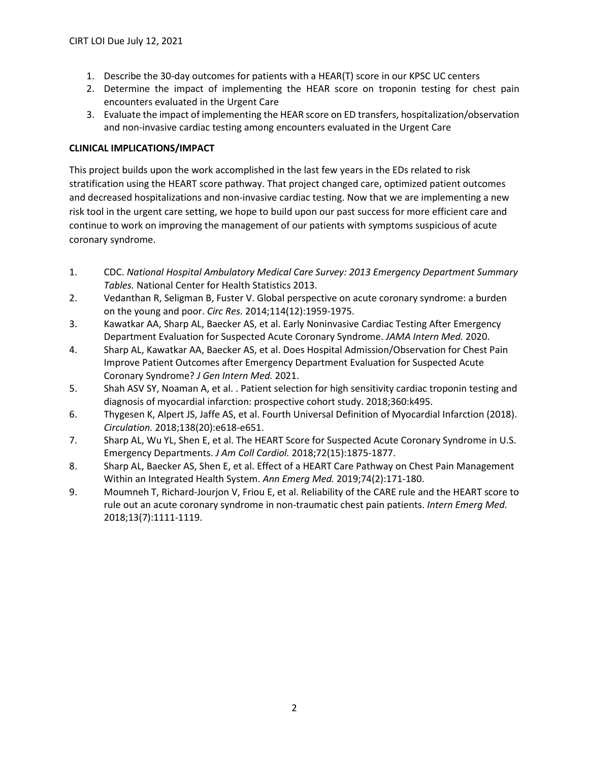1. Describe the 30-day outcomes for patients with a HEAR(T) score in our KPSC UC centers
2. Determine the impact of implementing the HEAR score on troponin testing for chest pain encounters evaluated in the Urgent Care
3. Evaluate the impact of implementing the HEAR score on ED transfers, hospitalization/observation and non-invasive cardiac testing among encounters evaluated in the Urgent Care

**CLINICAL IMPLICATIONS/IMPACT**

This project builds upon the work accomplished in the last few years in the EDs related to risk stratification using the HEART score pathway. That project changed care, optimized patient outcomes and decreased hospitalizations and non-invasive cardiac testing. Now that we are implementing a new risk tool in the urgent care setting, we hope to build upon our past success for more efficient care and continue to work on improving the management of our patients with symptoms suspicious of acute coronary syndrome.

1. CDC. *National Hospital Ambulatory Medical Care Survey: 2013 Emergency Department Summary Tables.* National Center for Health Statistics 2013.
2. Vedanthan R, Seligman B, Fuster V. Global perspective on acute coronary syndrome: a burden on the young and poor. *Circ Res.* 2014;114(12):1959-1975.
3. Kawatkar AA, Sharp AL, Baecker AS, et al. Early Noninvasive Cardiac Testing After Emergency Department Evaluation for Suspected Acute Coronary Syndrome. *JAMA Intern Med.* 2020.
4. Sharp AL, Kawatkar AA, Baecker AS, et al. Does Hospital Admission/Observation for Chest Pain Improve Patient Outcomes after Emergency Department Evaluation for Suspected Acute Coronary Syndrome? *J Gen Intern Med.* 2021.
5. Shah ASV SY, Noaman A, et al. . Patient selection for high sensitivity cardiac troponin testing and diagnosis of myocardial infarction: prospective cohort study. 2018;360:k495.
6. Thygesen K, Alpert JS, Jaffe AS, et al. Fourth Universal Definition of Myocardial Infarction (2018). *Circulation.* 2018;138(20):e618-e651.
7. Sharp AL, Wu YL, Shen E, et al. The HEART Score for Suspected Acute Coronary Syndrome in U.S. Emergency Departments. *J Am Coll Cardiol.* 2018;72(15):1875-1877.
8. Sharp AL, Baecker AS, Shen E, et al. Effect of a HEART Care Pathway on Chest Pain Management Within an Integrated Health System. *Ann Emerg Med.* 2019;74(2):171-180.
9. Moumneh T, Richard-Jourjon V, Friou E, et al. Reliability of the CARE rule and the HEART score to rule out an acute coronary syndrome in non-traumatic chest pain patients. *Intern Emerg Med.* 2018;13(7):1111-1119.